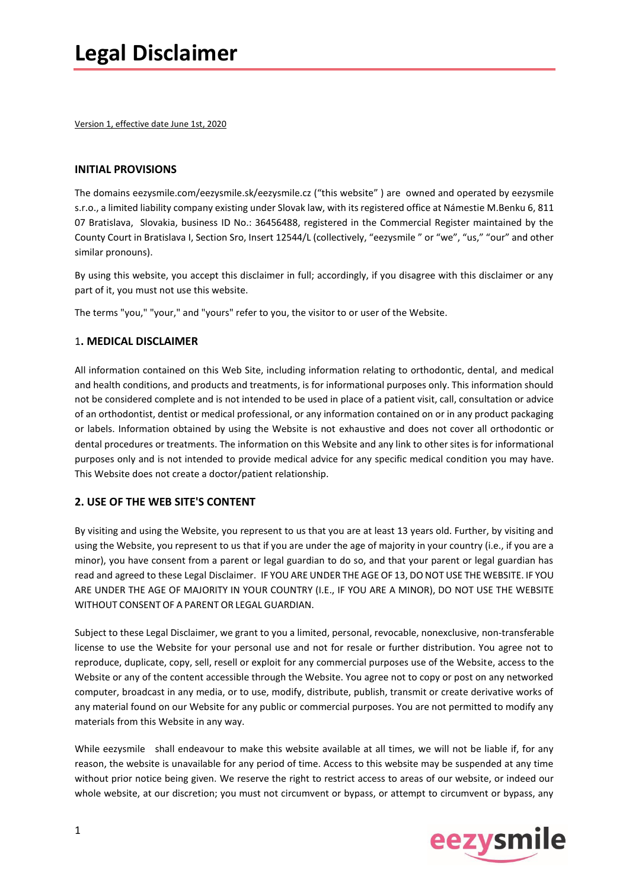# Legal Disclaimer

Version 1, effective date June 1st, 2020

## INITIAL PROVISIONS

The domains eezysmile.com/eezysmile.sk/eezysmile.cz ("this website" ) are owned and operated by eezysmile s.r.o., a limited liability company existing under Slovak law, with its registered office at Námestie M.Benku 6, 811 07 Bratislava, Slovakia, business ID No.: 36456488, registered in the Commercial Register maintained by the County Court in Bratislava I, Section Sro, Insert 12544/L (collectively, "eezysmile " or "we", "us," "our" and other similar pronouns).

By using this website, you accept this disclaimer in full; accordingly, if you disagree with this disclaimer or any part of it, you must not use this website.

The terms "you," "your," and "yours" refer to you, the visitor to or user of the Website.

## 1. MEDICAL DISCLAIMER

All information contained on this Web Site, including information relating to orthodontic, dental, and medical and health conditions, and products and treatments, is for informational purposes only. This information should not be considered complete and is not intended to be used in place of a patient visit, call, consultation or advice of an orthodontist, dentist or medical professional, or any information contained on or in any product packaging or labels. Information obtained by using the Website is not exhaustive and does not cover all orthodontic or dental procedures or treatments. The information on this Website and any link to other sites is for informational purposes only and is not intended to provide medical advice for any specific medical condition you may have. This Website does not create a doctor/patient relationship.

## 2. USE OF THE WEB SITE'S CONTENT

By visiting and using the Website, you represent to us that you are at least 13 years old. Further, by visiting and using the Website, you represent to us that if you are under the age of majority in your country (i.e., if you are a minor), you have consent from a parent or legal guardian to do so, and that your parent or legal guardian has read and agreed to these Legal Disclaimer. IF YOU ARE UNDER THE AGE OF 13, DO NOT USE THE WEBSITE. IF YOU ARE UNDER THE AGE OF MAJORITY IN YOUR COUNTRY (I.E., IF YOU ARE A MINOR), DO NOT USE THE WEBSITE WITHOUT CONSENT OF A PARENT OR LEGAL GUARDIAN.

Subject to these Legal Disclaimer, we grant to you a limited, personal, revocable, nonexclusive, non-transferable license to use the Website for your personal use and not for resale or further distribution. You agree not to reproduce, duplicate, copy, sell, resell or exploit for any commercial purposes use of the Website, access to the Website or any of the content accessible through the Website. You agree not to copy or post on any networked computer, broadcast in any media, or to use, modify, distribute, publish, transmit or create derivative works of any material found on our Website for any public or commercial purposes. You are not permitted to modify any materials from this Website in any way.

While eezysmile shall endeavour to make this website available at all times, we will not be liable if, for any reason, the website is unavailable for any period of time. Access to this website may be suspended at any time without prior notice being given. We reserve the right to restrict access to areas of our website, or indeed our whole website, at our discretion; you must not circumvent or bypass, or attempt to circumvent or bypass, any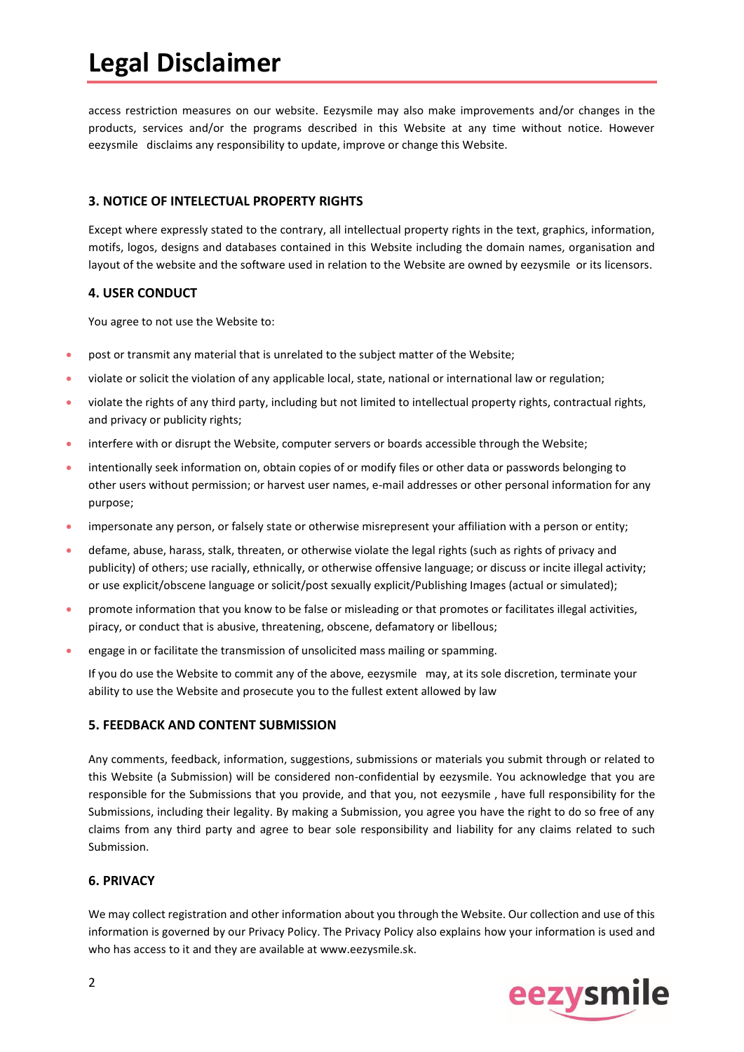access restriction measures on our website. Eezysmile may also make improvements and/or changes in the products, services and/or the programs described in this Website at any time without notice. However eezysmile disclaims any responsibility to update, improve or change this Website.

### 3. NOTICE OF INTELECTUAL PROPERTY RIGHTS

Except where expressly stated to the contrary, all intellectual property rights in the text, graphics, information, motifs, logos, designs and databases contained in this Website including the domain names, organisation and layout of the website and the software used in relation to the Website are owned by eezysmile or its licensors.

### 4. USER CONDUCT

You agree to not use the Website to:

- post or transmit any material that is unrelated to the subject matter of the Website;
- violate or solicit the violation of any applicable local, state, national or international law or regulation;
- violate the rights of any third party, including but not limited to intellectual property rights, contractual rights, and privacy or publicity rights;
- interfere with or disrupt the Website, computer servers or boards accessible through the Website;
- intentionally seek information on, obtain copies of or modify files or other data or passwords belonging to other users without permission; or harvest user names, e-mail addresses or other personal information for any purpose;
- impersonate any person, or falsely state or otherwise misrepresent your affiliation with a person or entity;
- defame, abuse, harass, stalk, threaten, or otherwise violate the legal rights (such as rights of privacy and publicity) of others; use racially, ethnically, or otherwise offensive language; or discuss or incite illegal activity; or use explicit/obscene language or solicit/post sexually explicit/Publishing Images (actual or simulated);
- promote information that you know to be false or misleading or that promotes or facilitates illegal activities, piracy, or conduct that is abusive, threatening, obscene, defamatory or libellous;
- engage in or facilitate the transmission of unsolicited mass mailing or spamming.

If you do use the Website to commit any of the above, eezysmile may, at its sole discretion, terminate your ability to use the Website and prosecute you to the fullest extent allowed by law

### 5. FEEDBACK AND CONTENT SUBMISSION

Any comments, feedback, information, suggestions, submissions or materials you submit through or related to this Website (a Submission) will be considered non-confidential by eezysmile. You acknowledge that you are responsible for the Submissions that you provide, and that you, not eezysmile , have full responsibility for the Submissions, including their legality. By making a Submission, you agree you have the right to do so free of any claims from any third party and agree to bear sole responsibility and liability for any claims related to such Submission.

### 6. PRIVACY

We may collect registration and other information about you through the Website. Our collection and use of this information is governed by our Privacy Policy. The Privacy Policy also explains how your information is used and who has access to it and they are available at www.eezysmile.sk.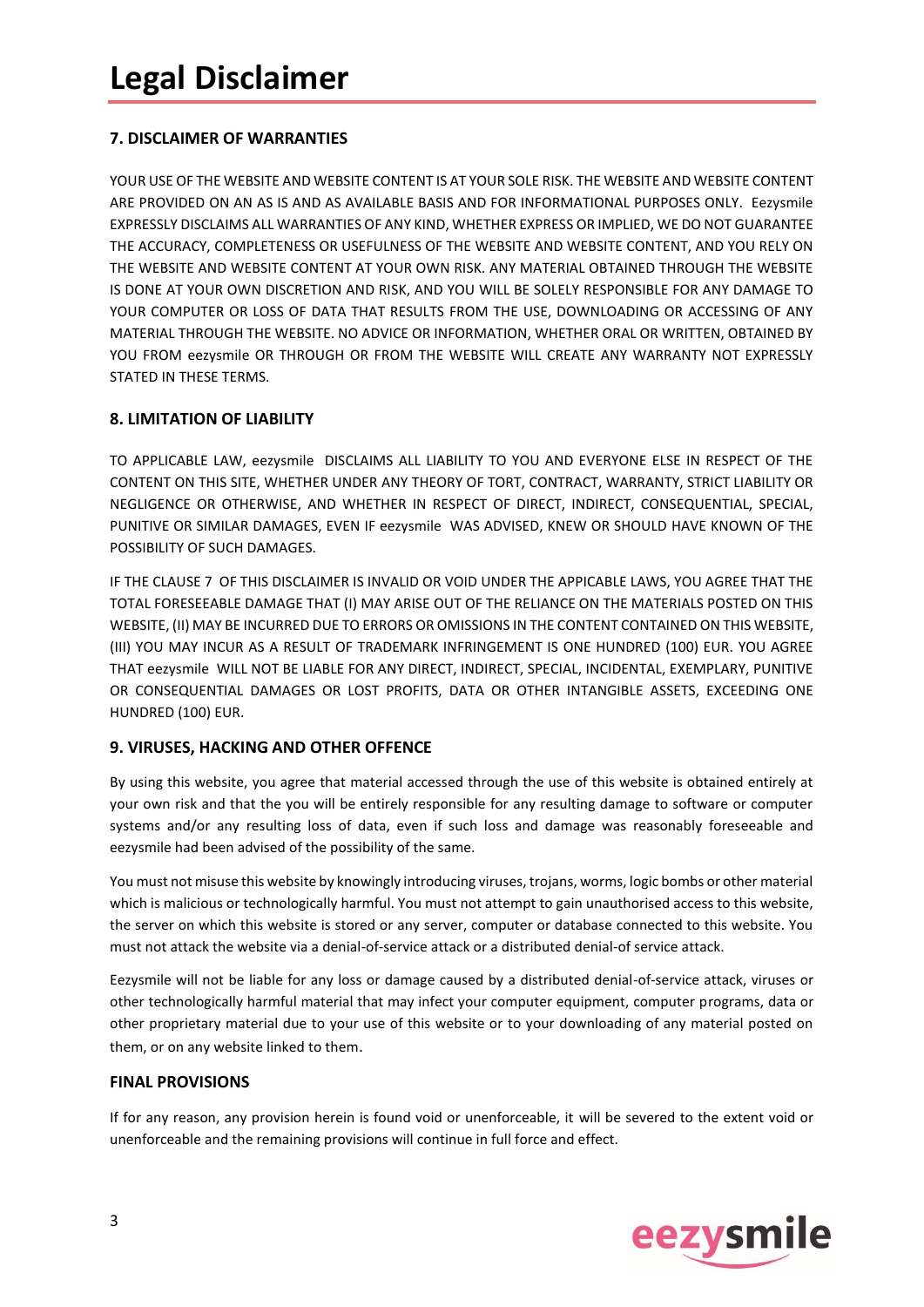# Legal Disclaimer

### 7. DISCLAIMER OF WARRANTIES

YOUR USE OF THE WEBSITE AND WEBSITE CONTENT IS AT YOUR SOLE RISK. THE WEBSITE AND WEBSITE CONTENT ARE PROVIDED ON AN AS IS AND AS AVAILABLE BASIS AND FOR INFORMATIONAL PURPOSES ONLY. Eezysmile EXPRESSLY DISCLAIMS ALL WARRANTIES OF ANY KIND, WHETHER EXPRESS OR IMPLIED, WE DO NOT GUARANTEE THE ACCURACY, COMPLETENESS OR USEFULNESS OF THE WEBSITE AND WEBSITE CONTENT, AND YOU RELY ON THE WEBSITE AND WEBSITE CONTENT AT YOUR OWN RISK. ANY MATERIAL OBTAINED THROUGH THE WEBSITE IS DONE AT YOUR OWN DISCRETION AND RISK, AND YOU WILL BE SOLELY RESPONSIBLE FOR ANY DAMAGE TO YOUR COMPUTER OR LOSS OF DATA THAT RESULTS FROM THE USE, DOWNLOADING OR ACCESSING OF ANY MATERIAL THROUGH THE WEBSITE. NO ADVICE OR INFORMATION, WHETHER ORAL OR WRITTEN, OBTAINED BY YOU FROM eezysmile OR THROUGH OR FROM THE WEBSITE WILL CREATE ANY WARRANTY NOT EXPRESSLY STATED IN THESE TERMS.

### 8. LIMITATION OF LIABILITY

TO APPLICABLE LAW, eezysmile DISCLAIMS ALL LIABILITY TO YOU AND EVERYONE ELSE IN RESPECT OF THE CONTENT ON THIS SITE, WHETHER UNDER ANY THEORY OF TORT, CONTRACT, WARRANTY, STRICT LIABILITY OR NEGLIGENCE OR OTHERWISE, AND WHETHER IN RESPECT OF DIRECT, INDIRECT, CONSEQUENTIAL, SPECIAL, PUNITIVE OR SIMILAR DAMAGES, EVEN IF eezysmile WAS ADVISED, KNEW OR SHOULD HAVE KNOWN OF THE POSSIBILITY OF SUCH DAMAGES.

IF THE CLAUSE 7 OF THIS DISCLAIMER IS INVALID OR VOID UNDER THE APPICABLE LAWS, YOU AGREE THAT THE TOTAL FORESEEABLE DAMAGE THAT (I) MAY ARISE OUT OF THE RELIANCE ON THE MATERIALS POSTED ON THIS WEBSITE, (II) MAY BE INCURRED DUE TO ERRORS OR OMISSIONS IN THE CONTENT CONTAINED ON THIS WEBSITE, (III) YOU MAY INCUR AS A RESULT OF TRADEMARK INFRINGEMENT IS ONE HUNDRED (100) EUR. YOU AGREE THAT eezysmile WILL NOT BE LIABLE FOR ANY DIRECT, INDIRECT, SPECIAL, INCIDENTAL, EXEMPLARY, PUNITIVE OR CONSEQUENTIAL DAMAGES OR LOST PROFITS, DATA OR OTHER INTANGIBLE ASSETS, EXCEEDING ONE HUNDRED (100) EUR.

### 9. VIRUSES, HACKING AND OTHER OFFENCE

By using this website, you agree that material accessed through the use of this website is obtained entirely at your own risk and that the you will be entirely responsible for any resulting damage to software or computer systems and/or any resulting loss of data, even if such loss and damage was reasonably foreseeable and eezysmile had been advised of the possibility of the same.

You must not misuse this website by knowingly introducing viruses, trojans, worms, logic bombs or other material which is malicious or technologically harmful. You must not attempt to gain unauthorised access to this website, the server on which this website is stored or any server, computer or database connected to this website. You must not attack the website via a denial-of-service attack or a distributed denial-of service attack.

Eezysmile will not be liable for any loss or damage caused by a distributed denial-of-service attack, viruses or other technologically harmful material that may infect your computer equipment, computer programs, data or other proprietary material due to your use of this website or to your downloading of any material posted on them, or on any website linked to them.

### FINAL PROVISIONS

If for any reason, any provision herein is found void or unenforceable, it will be severed to the extent void or unenforceable and the remaining provisions will continue in full force and effect.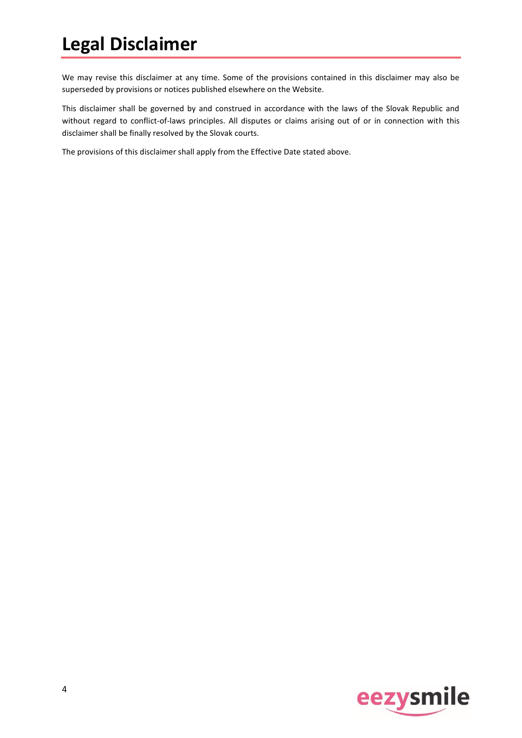# Legal Disclaimer

We may revise this disclaimer at any time. Some of the provisions contained in this disclaimer may also be superseded by provisions or notices published elsewhere on the Website.

This disclaimer shall be governed by and construed in accordance with the laws of the Slovak Republic and without regard to conflict-of-laws principles. All disputes or claims arising out of or in connection with this disclaimer shall be finally resolved by the Slovak courts.

The provisions of this disclaimer shall apply from the Effective Date stated above.